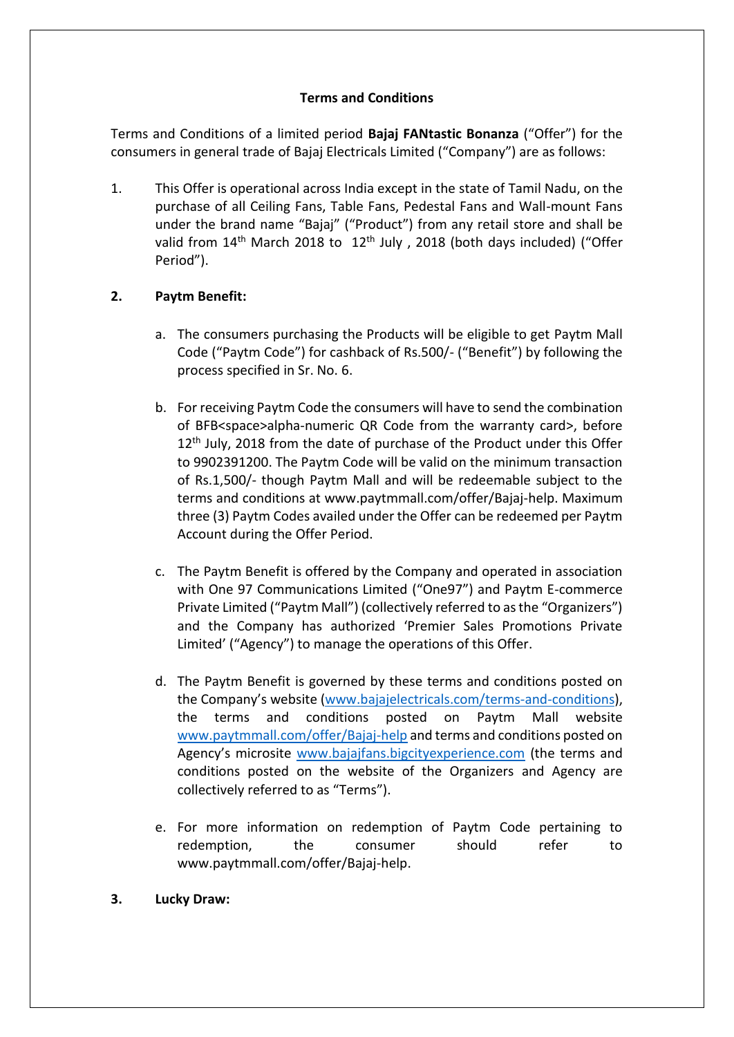**Terms and Conditions**

Terms and Conditions of a limited period **Bajaj FANtastic Bonanza** ("Offer") for the consumers in general trade of Bajaj Electricals Limited ("Company") are as follows:

1. This Offer is operational across India except in the state of Tamil Nadu, on the purchase of all Ceiling Fans, Table Fans, Pedestal Fans and Wall-mount Fans under the brand name "Bajaj" ("Product") from any retail store and shall be valid from 14th March 2018 to 12th July , 2018 (both days included) ("Offer Period").

2. **Paytm Benefit:**

   a. The consumers purchasing the Products will be eligible to get Paytm Mall Code ("Paytm Code") for cashback of Rs.500/- ("Benefit") by following the process specified in Sr. No. 6.

   b. For receiving Paytm Code the consumers will have to send the combination of BFB<space>alpha-numeric QR Code from the warranty card>, before 12th July, 2018 from the date of purchase of the Product under this Offer to 9902391200. The Paytm Code will be valid on the minimum transaction of Rs.1,500/- though Paytm Mall and will be redeemable subject to the terms and conditions at www.paytmmall.com/offer/Bajaj-help. Maximum three (3) Paytm Codes availed under the Offer can be redeemed per Paytm Account during the Offer Period.

   c. The Paytm Benefit is offered by the Company and operated in association with One 97 Communications Limited ("One97") and Paytm E-commerce Private Limited ("Paytm Mall") (collectively referred to as the "Organizers") and the Company has authorized 'Premier Sales Promotions Private Limited' ("Agency") to manage the operations of this Offer.

   d. The Paytm Benefit is governed by these terms and conditions posted on the Company's website (www.bajajelectricals.com/terms-and-conditions), the terms and conditions posted on Paytm Mall website www.paytmmall.com/offer/Bajaj-help and terms and conditions posted on Agency's microsite www.bajajfans.bigcityexperience.com (the terms and conditions posted on the website of the Organizers and Agency are collectively referred to as "Terms").

   e. For more information on redemption of Paytm Code pertaining to redemption, the consumer should refer to www.paytmmall.com/offer/Bajaj-help.

3. **Lucky Draw:**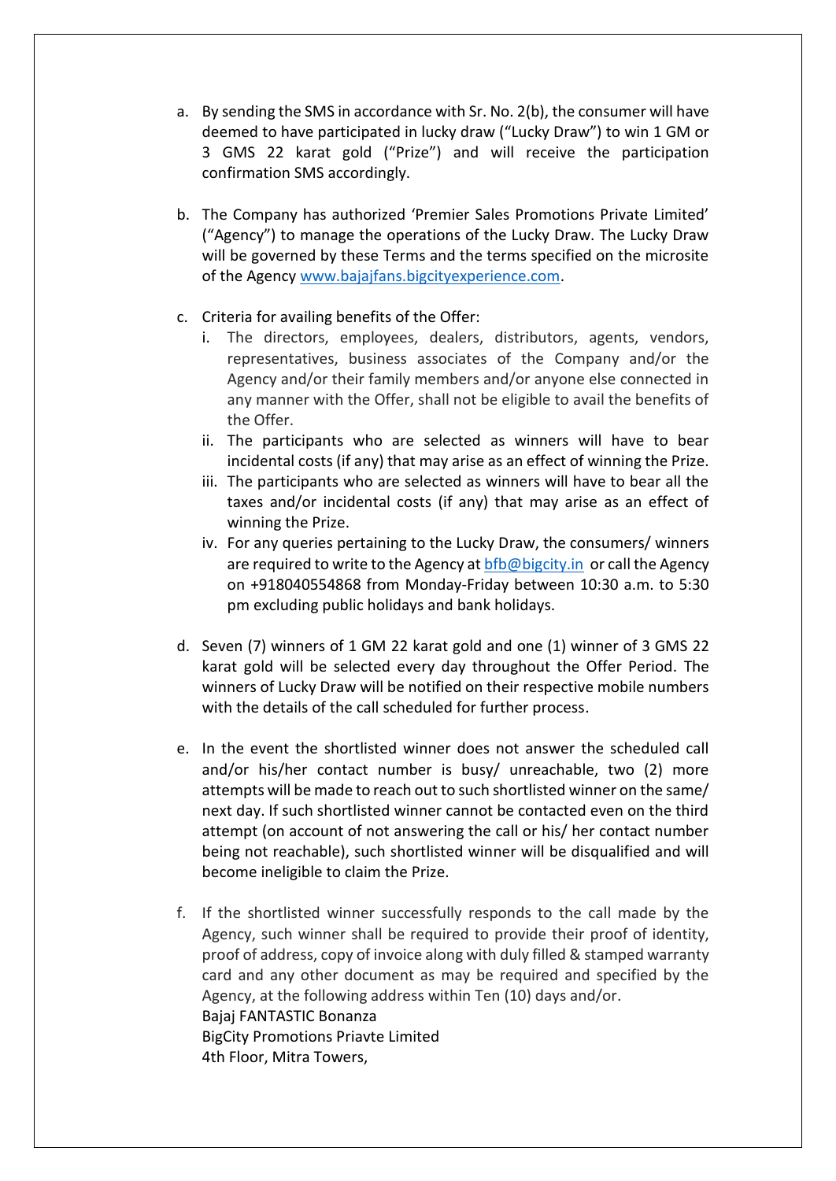a. By sending the SMS in accordance with Sr. No. 2(b), the consumer will have deemed to have participated in lucky draw ("Lucky Draw") to win 1 GM or 3 GMS 22 karat gold ("Prize") and will receive the participation confirmation SMS accordingly.

b. The Company has authorized 'Premier Sales Promotions Private Limited' ("Agency") to manage the operations of the Lucky Draw. The Lucky Draw will be governed by these Terms and the terms specified on the microsite of the Agency [www.bajajfans.bigcityexperience.com](www.bajajfans.bigcityexperience.com).

c. Criteria for availing benefits of the Offer:
   i. The directors, employees, dealers, distributors, agents, vendors, representatives, business associates of the Company and/or the Agency and/or their family members and/or anyone else connected in any manner with the Offer, shall not be eligible to avail the benefits of the Offer.
   ii. The participants who are selected as winners will have to bear incidental costs (if any) that may arise as an effect of winning the Prize.
   iii. The participants who are selected as winners will have to bear all the taxes and/or incidental costs (if any) that may arise as an effect of winning the Prize.
   iv. For any queries pertaining to the Lucky Draw, the consumers/ winners are required to write to the Agency at [bfb@bigcity.in](mailto:bfb@bigcity.in) or call the Agency on +918040554868 from Monday-Friday between 10:30 a.m. to 5:30 pm excluding public holidays and bank holidays.

d. Seven (7) winners of 1 GM 22 karat gold and one (1) winner of 3 GMS 22 karat gold will be selected every day throughout the Offer Period. The winners of Lucky Draw will be notified on their respective mobile numbers with the details of the call scheduled for further process.

e. In the event the shortlisted winner does not answer the scheduled call and/or his/her contact number is busy/ unreachable, two (2) more attempts will be made to reach out to such shortlisted winner on the same/ next day. If such shortlisted winner cannot be contacted even on the third attempt (on account of not answering the call or his/ her contact number being not reachable), such shortlisted winner will be disqualified and will become ineligible to claim the Prize.

f. If the shortlisted winner successfully responds to the call made by the Agency, such winner shall be required to provide their proof of identity, proof of address, copy of invoice along with duly filled & stamped warranty card and any other document as may be required and specified by the Agency, at the following address within Ten (10) days and/or.
   Bajaj FANTASTIC Bonanza
   BigCity Promotions Priavte Limited
   4th Floor, Mitra Towers,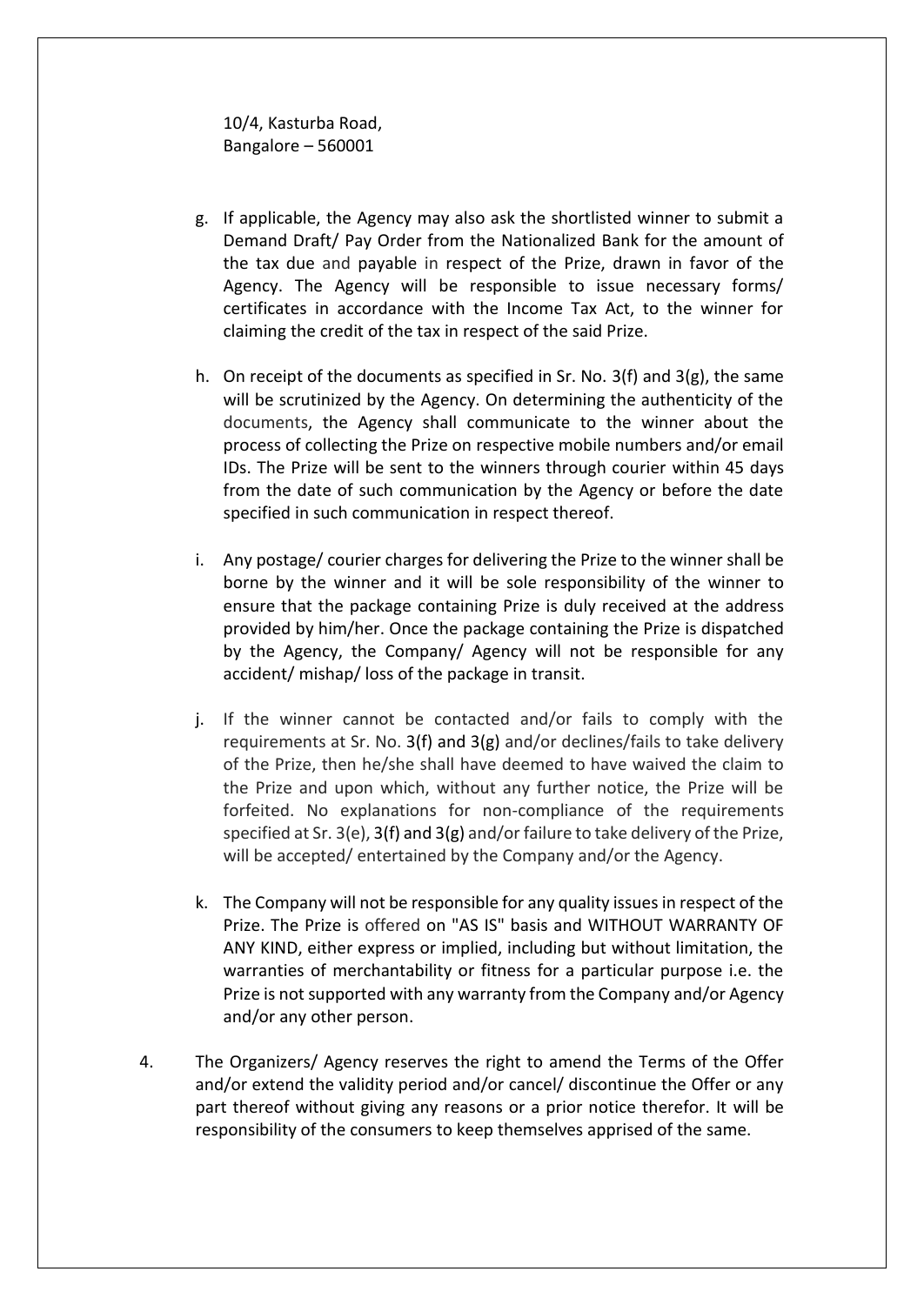10/4, Kasturba Road,
Bangalore – 560001

g. If applicable, the Agency may also ask the shortlisted winner to submit a Demand Draft/ Pay Order from the Nationalized Bank for the amount of the tax due and payable in respect of the Prize, drawn in favor of the Agency. The Agency will be responsible to issue necessary forms/ certificates in accordance with the Income Tax Act, to the winner for claiming the credit of the tax in respect of the said Prize.

h. On receipt of the documents as specified in Sr. No. 3(f) and 3(g), the same will be scrutinized by the Agency. On determining the authenticity of the documents, the Agency shall communicate to the winner about the process of collecting the Prize on respective mobile numbers and/or email IDs. The Prize will be sent to the winners through courier within 45 days from the date of such communication by the Agency or before the date specified in such communication in respect thereof.

i. Any postage/ courier charges for delivering the Prize to the winner shall be borne by the winner and it will be sole responsibility of the winner to ensure that the package containing Prize is duly received at the address provided by him/her. Once the package containing the Prize is dispatched by the Agency, the Company/ Agency will not be responsible for any accident/ mishap/ loss of the package in transit.

j. If the winner cannot be contacted and/or fails to comply with the requirements at Sr. No. 3(f) and 3(g) and/or declines/fails to take delivery of the Prize, then he/she shall have deemed to have waived the claim to the Prize and upon which, without any further notice, the Prize will be forfeited. No explanations for non-compliance of the requirements specified at Sr. 3(e), 3(f) and 3(g) and/or failure to take delivery of the Prize, will be accepted/ entertained by the Company and/or the Agency.

k. The Company will not be responsible for any quality issues in respect of the Prize. The Prize is offered on "AS IS" basis and WITHOUT WARRANTY OF ANY KIND, either express or implied, including but without limitation, the warranties of merchantability or fitness for a particular purpose i.e. the Prize is not supported with any warranty from the Company and/or Agency and/or any other person.

4. The Organizers/ Agency reserves the right to amend the Terms of the Offer and/or extend the validity period and/or cancel/ discontinue the Offer or any part thereof without giving any reasons or a prior notice therefor. It will be responsibility of the consumers to keep themselves apprised of the same.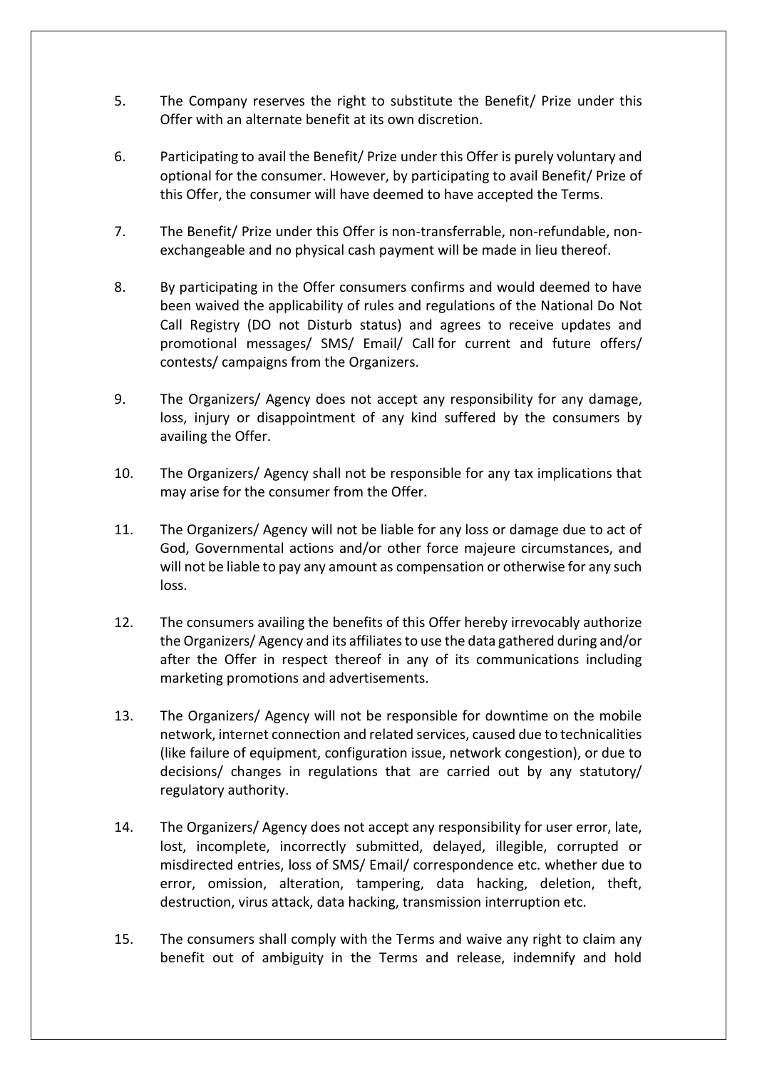5. The Company reserves the right to substitute the Benefit/ Prize under this Offer with an alternate benefit at its own discretion.

6. Participating to avail the Benefit/ Prize under this Offer is purely voluntary and optional for the consumer. However, by participating to avail Benefit/ Prize of this Offer, the consumer will have deemed to have accepted the Terms.

7. The Benefit/ Prize under this Offer is non-transferrable, non-refundable, non-exchangeable and no physical cash payment will be made in lieu thereof.

8. By participating in the Offer consumers confirms and would deemed to have been waived the applicability of rules and regulations of the National Do Not Call Registry (DO not Disturb status) and agrees to receive updates and promotional messages/ SMS/ Email/ Call for current and future offers/ contests/ campaigns from the Organizers.

9. The Organizers/ Agency does not accept any responsibility for any damage, loss, injury or disappointment of any kind suffered by the consumers by availing the Offer.

10. The Organizers/ Agency shall not be responsible for any tax implications that may arise for the consumer from the Offer.

11. The Organizers/ Agency will not be liable for any loss or damage due to act of God, Governmental actions and/or other force majeure circumstances, and will not be liable to pay any amount as compensation or otherwise for any such loss.

12. The consumers availing the benefits of this Offer hereby irrevocably authorize the Organizers/ Agency and its affiliates to use the data gathered during and/or after the Offer in respect thereof in any of its communications including marketing promotions and advertisements.

13. The Organizers/ Agency will not be responsible for downtime on the mobile network, internet connection and related services, caused due to technicalities (like failure of equipment, configuration issue, network congestion), or due to decisions/ changes in regulations that are carried out by any statutory/ regulatory authority.

14. The Organizers/ Agency does not accept any responsibility for user error, late, lost, incomplete, incorrectly submitted, delayed, illegible, corrupted or misdirected entries, loss of SMS/ Email/ correspondence etc. whether due to error, omission, alteration, tampering, data hacking, deletion, theft, destruction, virus attack, data hacking, transmission interruption etc.

15. The consumers shall comply with the Terms and waive any right to claim any benefit out of ambiguity in the Terms and release, indemnify and hold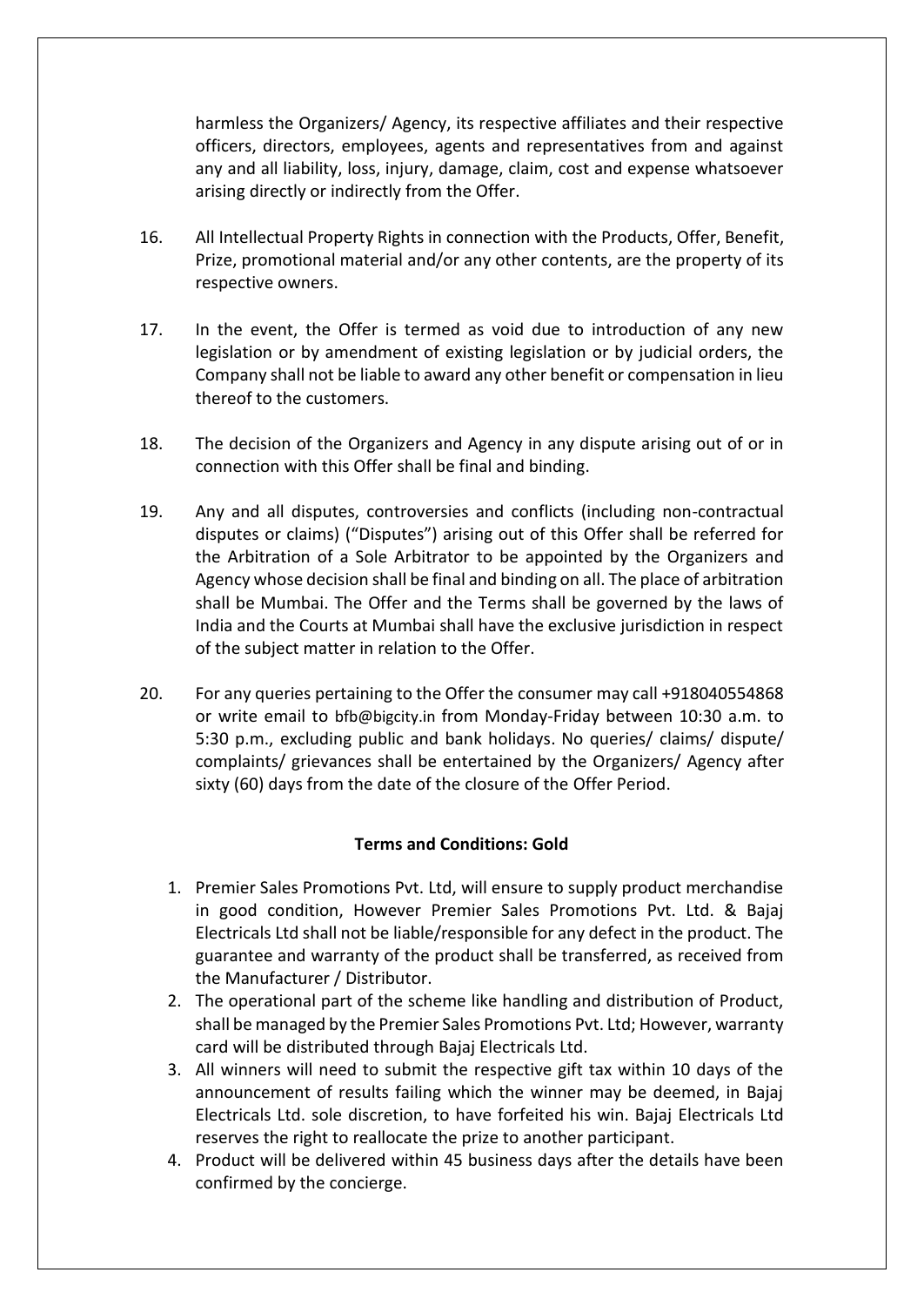harmless the Organizers/ Agency, its respective affiliates and their respective officers, directors, employees, agents and representatives from and against any and all liability, loss, injury, damage, claim, cost and expense whatsoever arising directly or indirectly from the Offer.

16. All Intellectual Property Rights in connection with the Products, Offer, Benefit, Prize, promotional material and/or any other contents, are the property of its respective owners.

17. In the event, the Offer is termed as void due to introduction of any new legislation or by amendment of existing legislation or by judicial orders, the Company shall not be liable to award any other benefit or compensation in lieu thereof to the customers.

18. The decision of the Organizers and Agency in any dispute arising out of or in connection with this Offer shall be final and binding.

19. Any and all disputes, controversies and conflicts (including non-contractual disputes or claims) ("Disputes") arising out of this Offer shall be referred for the Arbitration of a Sole Arbitrator to be appointed by the Organizers and Agency whose decision shall be final and binding on all. The place of arbitration shall be Mumbai. The Offer and the Terms shall be governed by the laws of India and the Courts at Mumbai shall have the exclusive jurisdiction in respect of the subject matter in relation to the Offer.

20. For any queries pertaining to the Offer the consumer may call +918040554868 or write email to bfb@bigcity.in from Monday-Friday between 10:30 a.m. to 5:30 p.m., excluding public and bank holidays. No queries/ claims/ dispute/ complaints/ grievances shall be entertained by the Organizers/ Agency after sixty (60) days from the date of the closure of the Offer Period.

**Terms and Conditions: Gold**

1. Premier Sales Promotions Pvt. Ltd, will ensure to supply product merchandise in good condition, However Premier Sales Promotions Pvt. Ltd. & Bajaj Electricals Ltd shall not be liable/responsible for any defect in the product. The guarantee and warranty of the product shall be transferred, as received from the Manufacturer / Distributor.
2. The operational part of the scheme like handling and distribution of Product, shall be managed by the Premier Sales Promotions Pvt. Ltd; However, warranty card will be distributed through Bajaj Electricals Ltd.
3. All winners will need to submit the respective gift tax within 10 days of the announcement of results failing which the winner may be deemed, in Bajaj Electricals Ltd. sole discretion, to have forfeited his win. Bajaj Electricals Ltd reserves the right to reallocate the prize to another participant.
4. Product will be delivered within 45 business days after the details have been confirmed by the concierge.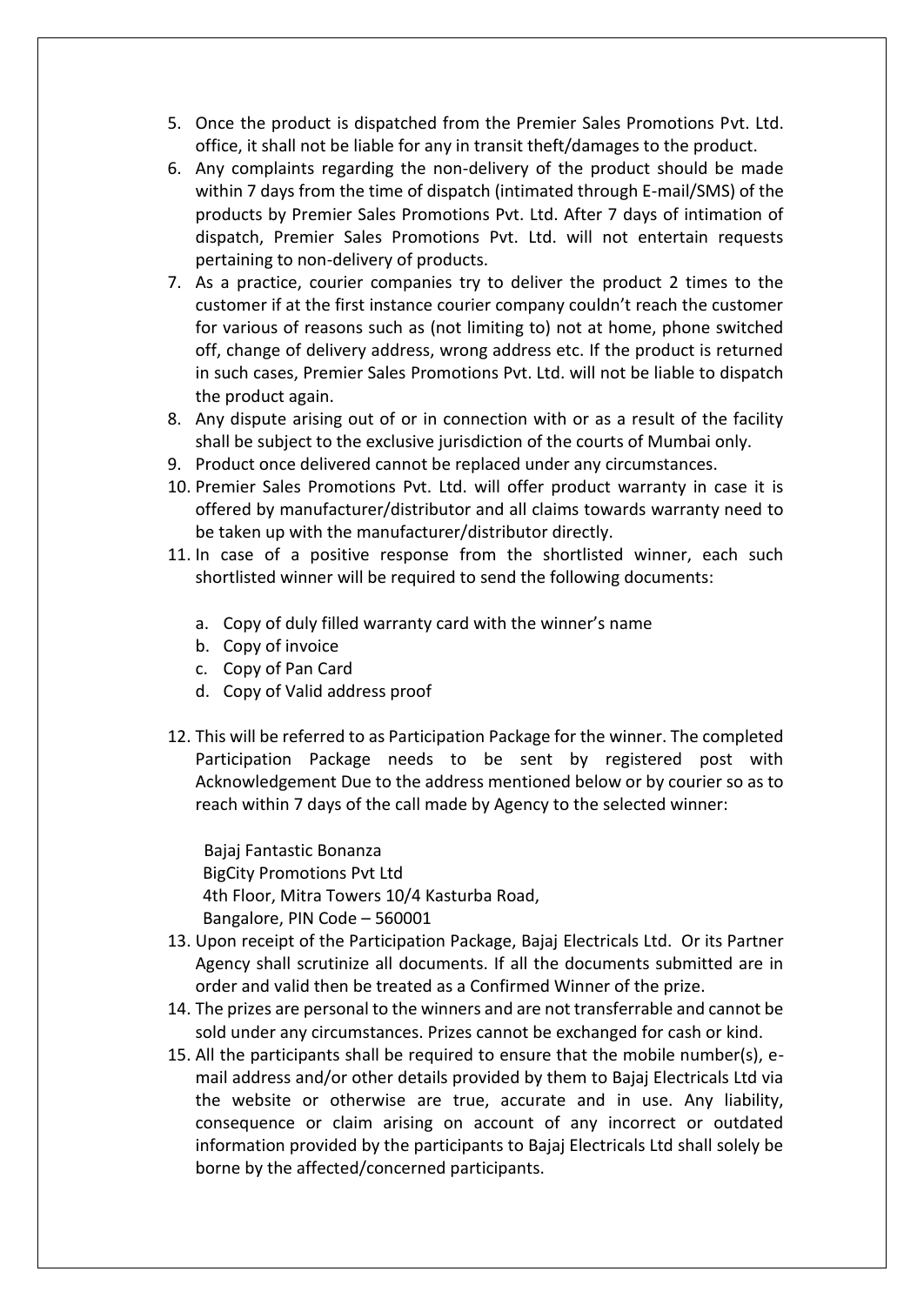5. Once the product is dispatched from the Premier Sales Promotions Pvt. Ltd. office, it shall not be liable for any in transit theft/damages to the product.
6. Any complaints regarding the non-delivery of the product should be made within 7 days from the time of dispatch (intimated through E-mail/SMS) of the products by Premier Sales Promotions Pvt. Ltd. After 7 days of intimation of dispatch, Premier Sales Promotions Pvt. Ltd. will not entertain requests pertaining to non-delivery of products.
7. As a practice, courier companies try to deliver the product 2 times to the customer if at the first instance courier company couldn't reach the customer for various of reasons such as (not limiting to) not at home, phone switched off, change of delivery address, wrong address etc. If the product is returned in such cases, Premier Sales Promotions Pvt. Ltd. will not be liable to dispatch the product again.
8. Any dispute arising out of or in connection with or as a result of the facility shall be subject to the exclusive jurisdiction of the courts of Mumbai only.
9. Product once delivered cannot be replaced under any circumstances.
10. Premier Sales Promotions Pvt. Ltd. will offer product warranty in case it is offered by manufacturer/distributor and all claims towards warranty need to be taken up with the manufacturer/distributor directly.
11. In case of a positive response from the shortlisted winner, each such shortlisted winner will be required to send the following documents:

    a. Copy of duly filled warranty card with the winner's name
    b. Copy of invoice
    c. Copy of Pan Card
    d. Copy of Valid address proof

12. This will be referred to as Participation Package for the winner. The completed Participation Package needs to be sent by registered post with Acknowledgement Due to the address mentioned below or by courier so as to reach within 7 days of the call made by Agency to the selected winner:

    Bajaj Fantastic Bonanza
    BigCity Promotions Pvt Ltd
    4th Floor, Mitra Towers 10/4 Kasturba Road,
    Bangalore, PIN Code – 560001

13. Upon receipt of the Participation Package, Bajaj Electricals Ltd. Or its Partner Agency shall scrutinize all documents. If all the documents submitted are in order and valid then be treated as a Confirmed Winner of the prize.
14. The prizes are personal to the winners and are not transferrable and cannot be sold under any circumstances. Prizes cannot be exchanged for cash or kind.
15. All the participants shall be required to ensure that the mobile number(s), e-mail address and/or other details provided by them to Bajaj Electricals Ltd via the website or otherwise are true, accurate and in use. Any liability, consequence or claim arising on account of any incorrect or outdated information provided by the participants to Bajaj Electricals Ltd shall solely be borne by the affected/concerned participants.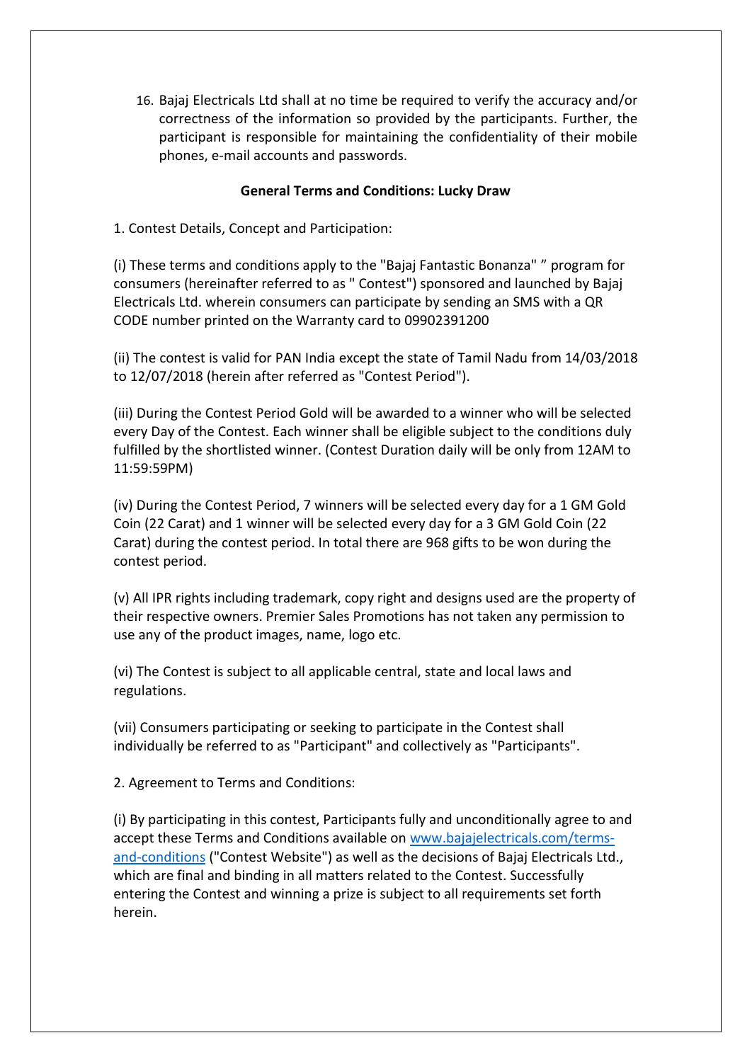16. Bajaj Electricals Ltd shall at no time be required to verify the accuracy and/or correctness of the information so provided by the participants. Further, the participant is responsible for maintaining the confidentiality of their mobile phones, e-mail accounts and passwords.

**General Terms and Conditions: Lucky Draw**

1. Contest Details, Concept and Participation:

(i) These terms and conditions apply to the "Bajaj Fantastic Bonanza" " program for consumers (hereinafter referred to as " Contest") sponsored and launched by Bajaj Electricals Ltd. wherein consumers can participate by sending an SMS with a QR CODE number printed on the Warranty card to 09902391200

(ii) The contest is valid for PAN India except the state of Tamil Nadu from 14/03/2018 to 12/07/2018 (herein after referred as "Contest Period").

(iii) During the Contest Period Gold will be awarded to a winner who will be selected every Day of the Contest. Each winner shall be eligible subject to the conditions duly fulfilled by the shortlisted winner. (Contest Duration daily will be only from 12AM to 11:59:59PM)

(iv) During the Contest Period, 7 winners will be selected every day for a 1 GM Gold Coin (22 Carat) and 1 winner will be selected every day for a 3 GM Gold Coin (22 Carat) during the contest period. In total there are 968 gifts to be won during the contest period.

(v) All IPR rights including trademark, copy right and designs used are the property of their respective owners. Premier Sales Promotions has not taken any permission to use any of the product images, name, logo etc.

(vi) The Contest is subject to all applicable central, state and local laws and regulations.

(vii) Consumers participating or seeking to participate in the Contest shall individually be referred to as "Participant" and collectively as "Participants".

2. Agreement to Terms and Conditions:

(i) By participating in this contest, Participants fully and unconditionally agree to and accept these Terms and Conditions available on [www.bajajelectricals.com/terms-and-conditions](www.bajajelectricals.com/terms-and-conditions) ("Contest Website") as well as the decisions of Bajaj Electricals Ltd., which are final and binding in all matters related to the Contest. Successfully entering the Contest and winning a prize is subject to all requirements set forth herein.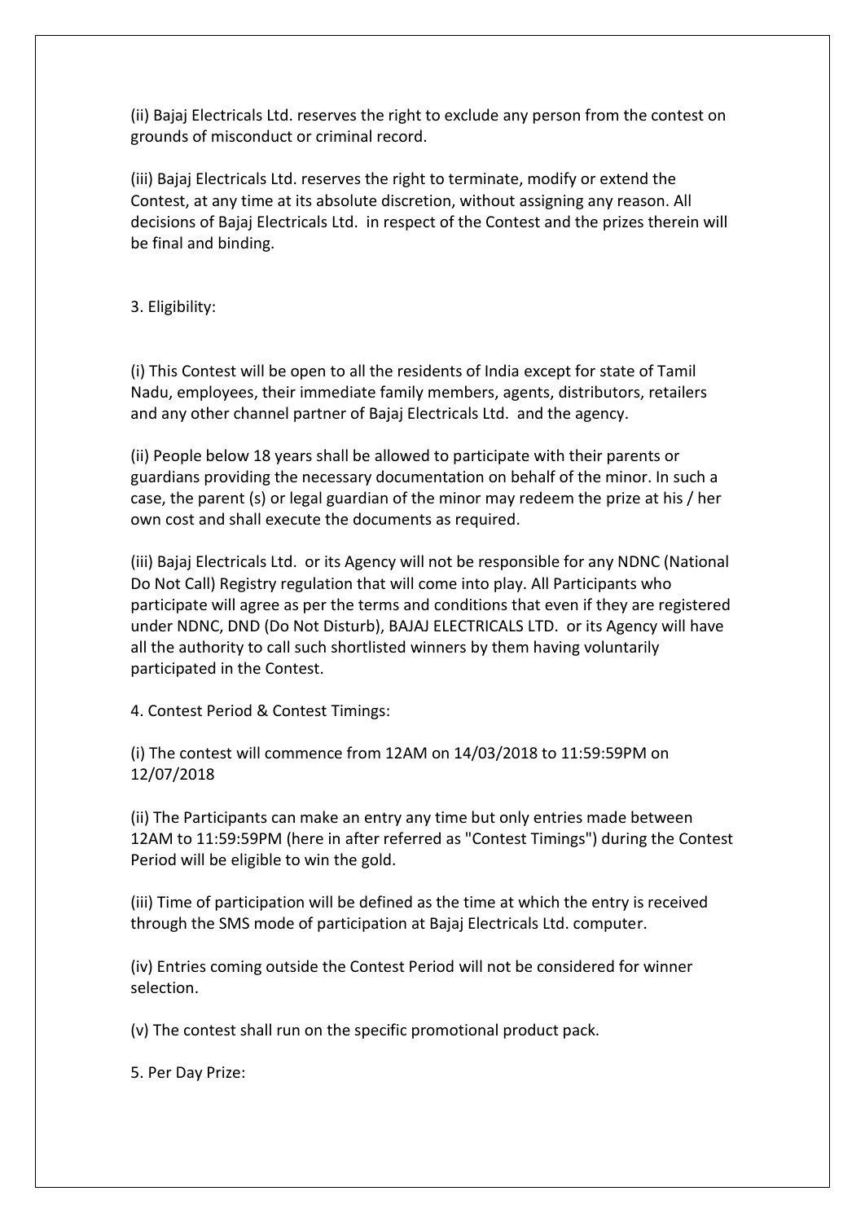(ii) Bajaj Electricals Ltd. reserves the right to exclude any person from the contest on grounds of misconduct or criminal record.

(iii) Bajaj Electricals Ltd. reserves the right to terminate, modify or extend the Contest, at any time at its absolute discretion, without assigning any reason. All decisions of Bajaj Electricals Ltd. in respect of the Contest and the prizes therein will be final and binding.

3. Eligibility:

(i) This Contest will be open to all the residents of India except for state of Tamil Nadu, employees, their immediate family members, agents, distributors, retailers and any other channel partner of Bajaj Electricals Ltd. and the agency.

(ii) People below 18 years shall be allowed to participate with their parents or guardians providing the necessary documentation on behalf of the minor. In such a case, the parent (s) or legal guardian of the minor may redeem the prize at his / her own cost and shall execute the documents as required.

(iii) Bajaj Electricals Ltd. or its Agency will not be responsible for any NDNC (National Do Not Call) Registry regulation that will come into play. All Participants who participate will agree as per the terms and conditions that even if they are registered under NDNC, DND (Do Not Disturb), BAJAJ ELECTRICALS LTD. or its Agency will have all the authority to call such shortlisted winners by them having voluntarily participated in the Contest.

4. Contest Period & Contest Timings:

(i) The contest will commence from 12AM on 14/03/2018 to 11:59:59PM on 12/07/2018

(ii) The Participants can make an entry any time but only entries made between 12AM to 11:59:59PM (here in after referred as "Contest Timings") during the Contest Period will be eligible to win the gold.

(iii) Time of participation will be defined as the time at which the entry is received through the SMS mode of participation at Bajaj Electricals Ltd. computer.

(iv) Entries coming outside the Contest Period will not be considered for winner selection.

(v) The contest shall run on the specific promotional product pack.

5. Per Day Prize: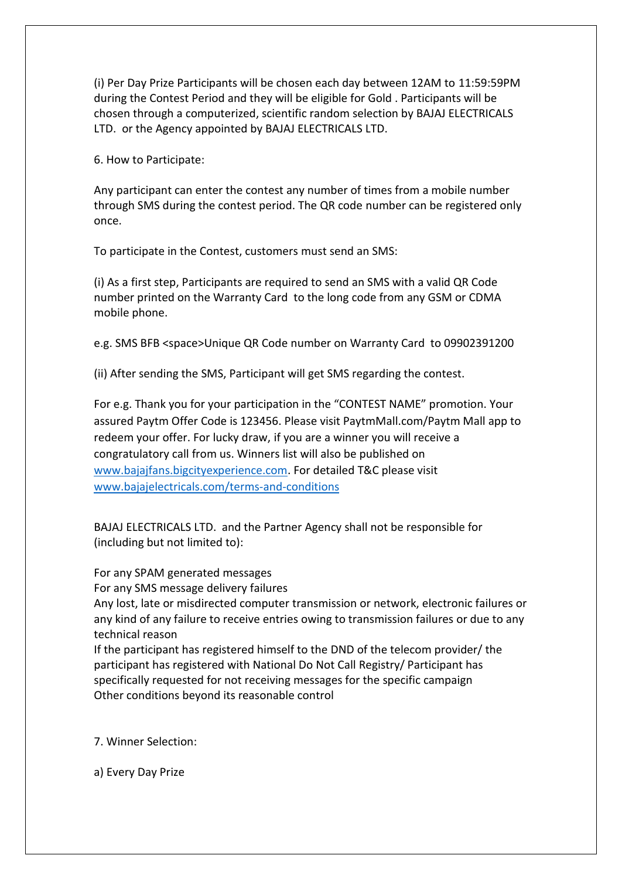(i) Per Day Prize Participants will be chosen each day between 12AM to 11:59:59PM during the Contest Period and they will be eligible for Gold . Participants will be chosen through a computerized, scientific random selection by BAJAJ ELECTRICALS LTD. or the Agency appointed by BAJAJ ELECTRICALS LTD.

6. How to Participate:

Any participant can enter the contest any number of times from a mobile number through SMS during the contest period. The QR code number can be registered only once.

To participate in the Contest, customers must send an SMS:

(i) As a first step, Participants are required to send an SMS with a valid QR Code number printed on the Warranty Card to the long code from any GSM or CDMA mobile phone.

e.g. SMS BFB <space>Unique QR Code number on Warranty Card to 09902391200

(ii) After sending the SMS, Participant will get SMS regarding the contest.

For e.g. Thank you for your participation in the "CONTEST NAME" promotion. Your assured Paytm Offer Code is 123456. Please visit PaytmMall.com/Paytm Mall app to redeem your offer. For lucky draw, if you are a winner you will receive a congratulatory call from us. Winners list will also be published on [www.bajajfans.bigcityexperience.com](http://www.bajajfans.bigcityexperience.com). For detailed T&C please visit [www.bajajelectricals.com/terms-and-conditions](http://www.bajajelectricals.com/terms-and-conditions)

BAJAJ ELECTRICALS LTD. and the Partner Agency shall not be responsible for (including but not limited to):

For any SPAM generated messages
For any SMS message delivery failures
Any lost, late or misdirected computer transmission or network, electronic failures or any kind of any failure to receive entries owing to transmission failures or due to any technical reason
If the participant has registered himself to the DND of the telecom provider/ the participant has registered with National Do Not Call Registry/ Participant has specifically requested for not receiving messages for the specific campaign
Other conditions beyond its reasonable control

7. Winner Selection:

a) Every Day Prize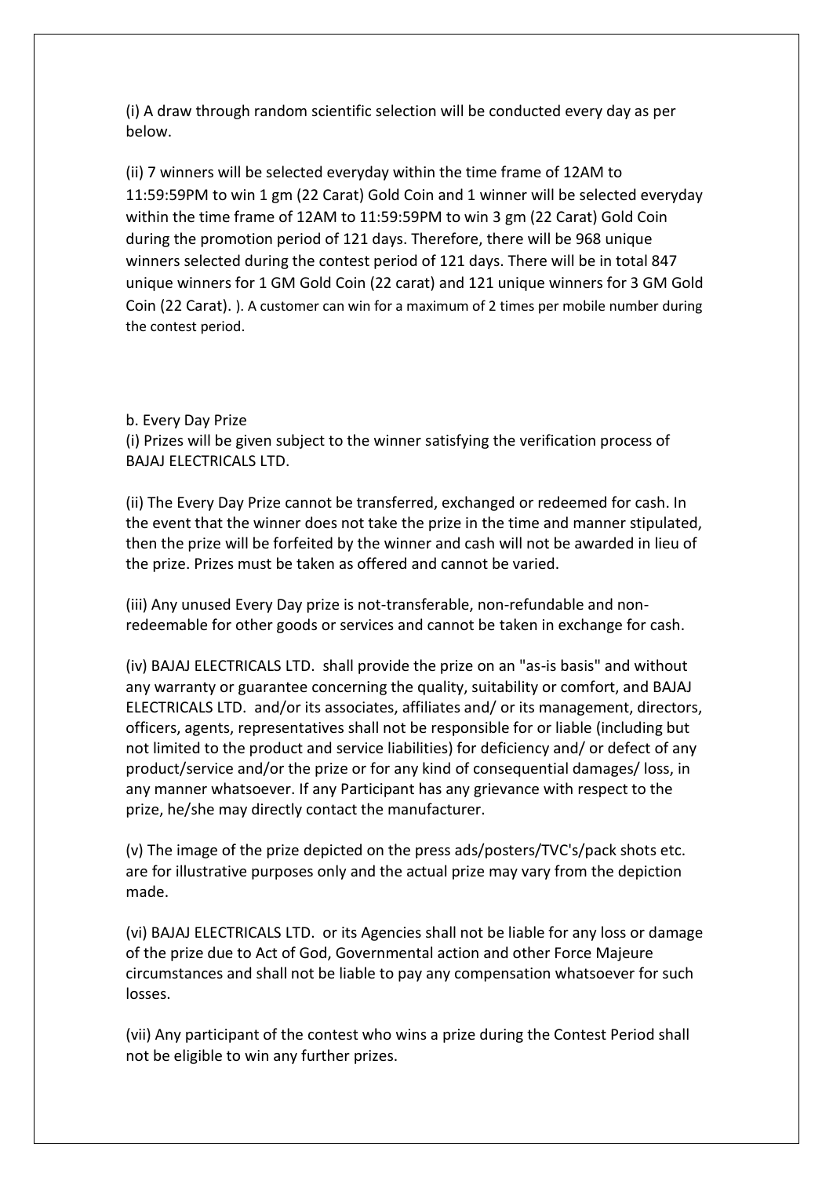(i) A draw through random scientific selection will be conducted every day as per below.

(ii) 7 winners will be selected everyday within the time frame of 12AM to 11:59:59PM to win 1 gm (22 Carat) Gold Coin and 1 winner will be selected everyday within the time frame of 12AM to 11:59:59PM to win 3 gm (22 Carat) Gold Coin during the promotion period of 121 days. Therefore, there will be 968 unique winners selected during the contest period of 121 days. There will be in total 847 unique winners for 1 GM Gold Coin (22 carat) and 121 unique winners for 3 GM Gold Coin (22 Carat). ). A customer can win for a maximum of 2 times per mobile number during the contest period.

b. Every Day Prize

(i) Prizes will be given subject to the winner satisfying the verification process of BAJAJ ELECTRICALS LTD.

(ii) The Every Day Prize cannot be transferred, exchanged or redeemed for cash. In the event that the winner does not take the prize in the time and manner stipulated, then the prize will be forfeited by the winner and cash will not be awarded in lieu of the prize. Prizes must be taken as offered and cannot be varied.

(iii) Any unused Every Day prize is not-transferable, non-refundable and non-redeemable for other goods or services and cannot be taken in exchange for cash.

(iv) BAJAJ ELECTRICALS LTD. shall provide the prize on an "as-is basis" and without any warranty or guarantee concerning the quality, suitability or comfort, and BAJAJ ELECTRICALS LTD. and/or its associates, affiliates and/ or its management, directors, officers, agents, representatives shall not be responsible for or liable (including but not limited to the product and service liabilities) for deficiency and/ or defect of any product/service and/or the prize or for any kind of consequential damages/ loss, in any manner whatsoever. If any Participant has any grievance with respect to the prize, he/she may directly contact the manufacturer.

(v) The image of the prize depicted on the press ads/posters/TVC's/pack shots etc. are for illustrative purposes only and the actual prize may vary from the depiction made.

(vi) BAJAJ ELECTRICALS LTD. or its Agencies shall not be liable for any loss or damage of the prize due to Act of God, Governmental action and other Force Majeure circumstances and shall not be liable to pay any compensation whatsoever for such losses.

(vii) Any participant of the contest who wins a prize during the Contest Period shall not be eligible to win any further prizes.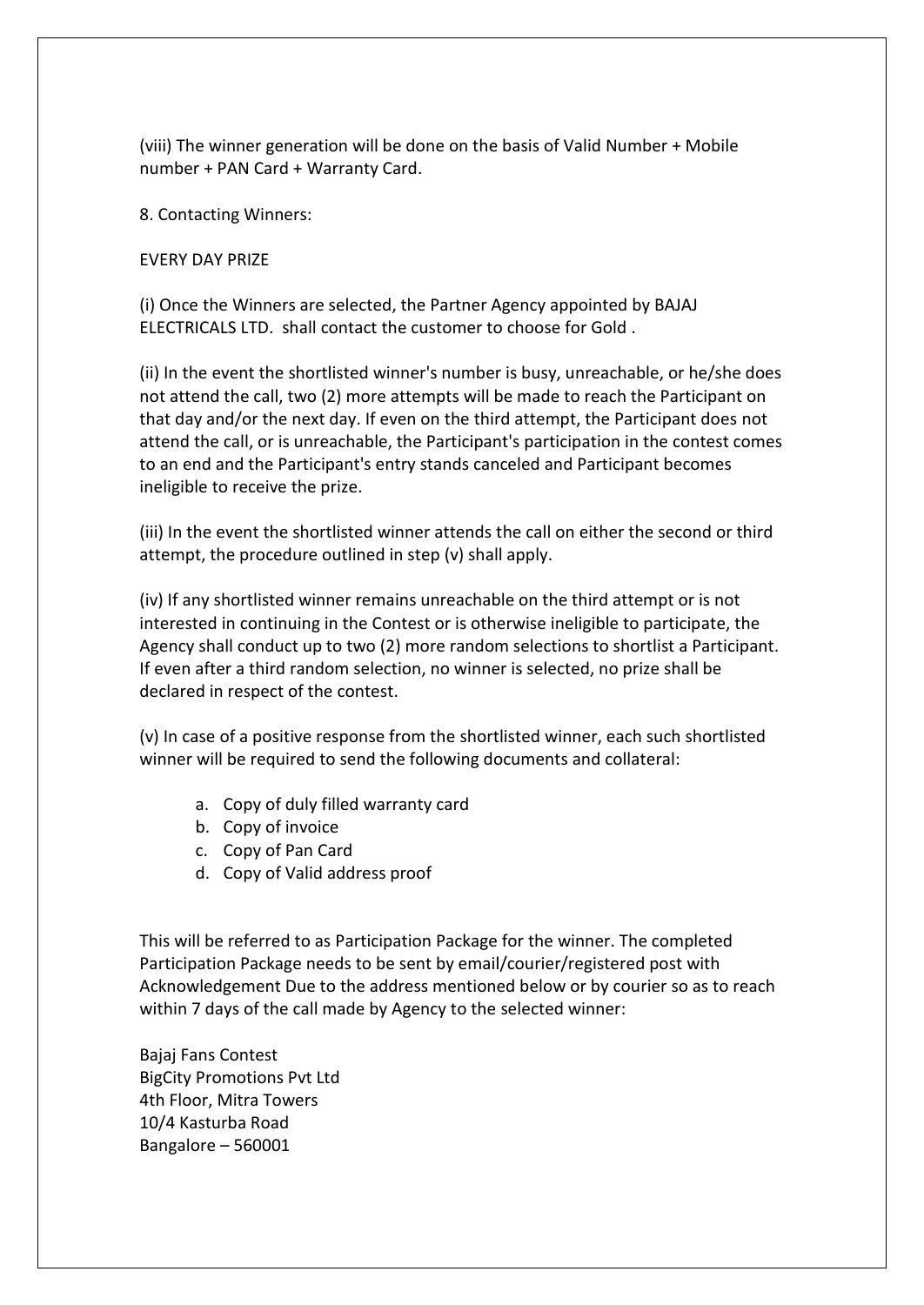(viii) The winner generation will be done on the basis of Valid Number + Mobile number + PAN Card + Warranty Card.

8. Contacting Winners:

EVERY DAY PRIZE

(i) Once the Winners are selected, the Partner Agency appointed by BAJAJ ELECTRICALS LTD. shall contact the customer to choose for Gold .

(ii) In the event the shortlisted winner's number is busy, unreachable, or he/she does not attend the call, two (2) more attempts will be made to reach the Participant on that day and/or the next day. If even on the third attempt, the Participant does not attend the call, or is unreachable, the Participant's participation in the contest comes to an end and the Participant's entry stands canceled and Participant becomes ineligible to receive the prize.

(iii) In the event the shortlisted winner attends the call on either the second or third attempt, the procedure outlined in step (v) shall apply.

(iv) If any shortlisted winner remains unreachable on the third attempt or is not interested in continuing in the Contest or is otherwise ineligible to participate, the Agency shall conduct up to two (2) more random selections to shortlist a Participant. If even after a third random selection, no winner is selected, no prize shall be declared in respect of the contest.

(v) In case of a positive response from the shortlisted winner, each such shortlisted winner will be required to send the following documents and collateral:

a. Copy of duly filled warranty card
b. Copy of invoice
c. Copy of Pan Card
d. Copy of Valid address proof

This will be referred to as Participation Package for the winner. The completed Participation Package needs to be sent by email/courier/registered post with Acknowledgement Due to the address mentioned below or by courier so as to reach within 7 days of the call made by Agency to the selected winner:

Bajaj Fans Contest
BigCity Promotions Pvt Ltd
4th Floor, Mitra Towers
10/4 Kasturba Road
Bangalore – 560001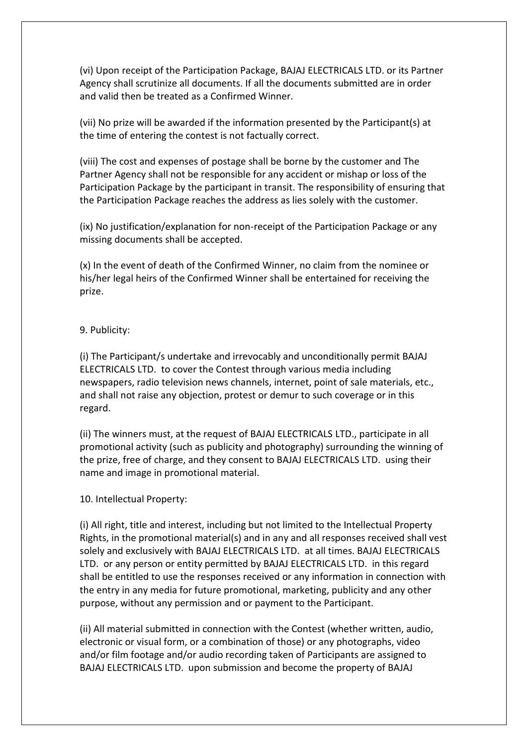(vi) Upon receipt of the Participation Package, BAJAJ ELECTRICALS LTD. or its Partner Agency shall scrutinize all documents. If all the documents submitted are in order and valid then be treated as a Confirmed Winner.

(vii) No prize will be awarded if the information presented by the Participant(s) at the time of entering the contest is not factually correct.

(viii) The cost and expenses of postage shall be borne by the customer and The Partner Agency shall not be responsible for any accident or mishap or loss of the Participation Package by the participant in transit. The responsibility of ensuring that the Participation Package reaches the address as lies solely with the customer.

(ix) No justification/explanation for non-receipt of the Participation Package or any missing documents shall be accepted.

(x) In the event of death of the Confirmed Winner, no claim from the nominee or his/her legal heirs of the Confirmed Winner shall be entertained for receiving the prize.

9. Publicity:

(i) The Participant/s undertake and irrevocably and unconditionally permit BAJAJ ELECTRICALS LTD. to cover the Contest through various media including newspapers, radio television news channels, internet, point of sale materials, etc., and shall not raise any objection, protest or demur to such coverage or in this regard.

(ii) The winners must, at the request of BAJAJ ELECTRICALS LTD., participate in all promotional activity (such as publicity and photography) surrounding the winning of the prize, free of charge, and they consent to BAJAJ ELECTRICALS LTD. using their name and image in promotional material.

10. Intellectual Property:

(i) All right, title and interest, including but not limited to the Intellectual Property Rights, in the promotional material(s) and in any and all responses received shall vest solely and exclusively with BAJAJ ELECTRICALS LTD. at all times. BAJAJ ELECTRICALS LTD. or any person or entity permitted by BAJAJ ELECTRICALS LTD. in this regard shall be entitled to use the responses received or any information in connection with the entry in any media for future promotional, marketing, publicity and any other purpose, without any permission and or payment to the Participant.

(ii) All material submitted in connection with the Contest (whether written, audio, electronic or visual form, or a combination of those) or any photographs, video and/or film footage and/or audio recording taken of Participants are assigned to BAJAJ ELECTRICALS LTD. upon submission and become the property of BAJAJ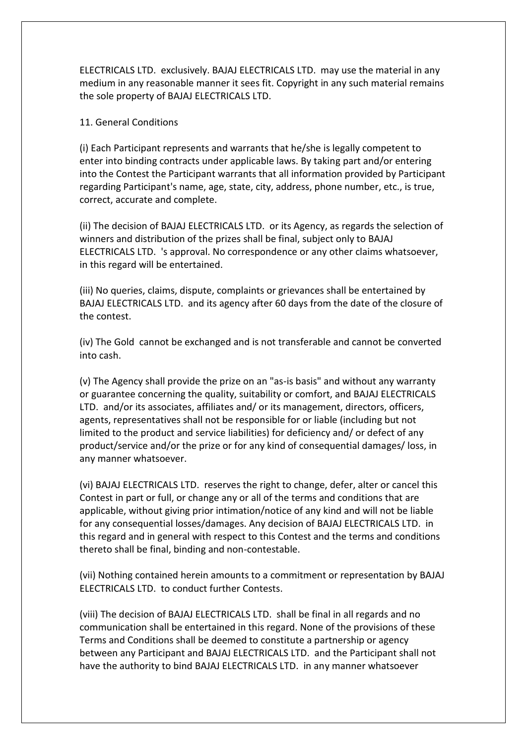ELECTRICALS LTD. exclusively. BAJAJ ELECTRICALS LTD. may use the material in any medium in any reasonable manner it sees fit. Copyright in any such material remains the sole property of BAJAJ ELECTRICALS LTD.

11. General Conditions

(i) Each Participant represents and warrants that he/she is legally competent to enter into binding contracts under applicable laws. By taking part and/or entering into the Contest the Participant warrants that all information provided by Participant regarding Participant's name, age, state, city, address, phone number, etc., is true, correct, accurate and complete.

(ii) The decision of BAJAJ ELECTRICALS LTD. or its Agency, as regards the selection of winners and distribution of the prizes shall be final, subject only to BAJAJ ELECTRICALS LTD. 's approval. No correspondence or any other claims whatsoever, in this regard will be entertained.

(iii) No queries, claims, dispute, complaints or grievances shall be entertained by BAJAJ ELECTRICALS LTD. and its agency after 60 days from the date of the closure of the contest.

(iv) The Gold cannot be exchanged and is not transferable and cannot be converted into cash.

(v) The Agency shall provide the prize on an "as-is basis" and without any warranty or guarantee concerning the quality, suitability or comfort, and BAJAJ ELECTRICALS LTD. and/or its associates, affiliates and/ or its management, directors, officers, agents, representatives shall not be responsible for or liable (including but not limited to the product and service liabilities) for deficiency and/ or defect of any product/service and/or the prize or for any kind of consequential damages/ loss, in any manner whatsoever.

(vi) BAJAJ ELECTRICALS LTD. reserves the right to change, defer, alter or cancel this Contest in part or full, or change any or all of the terms and conditions that are applicable, without giving prior intimation/notice of any kind and will not be liable for any consequential losses/damages. Any decision of BAJAJ ELECTRICALS LTD. in this regard and in general with respect to this Contest and the terms and conditions thereto shall be final, binding and non-contestable.

(vii) Nothing contained herein amounts to a commitment or representation by BAJAJ ELECTRICALS LTD. to conduct further Contests.

(viii) The decision of BAJAJ ELECTRICALS LTD. shall be final in all regards and no communication shall be entertained in this regard. None of the provisions of these Terms and Conditions shall be deemed to constitute a partnership or agency between any Participant and BAJAJ ELECTRICALS LTD. and the Participant shall not have the authority to bind BAJAJ ELECTRICALS LTD. in any manner whatsoever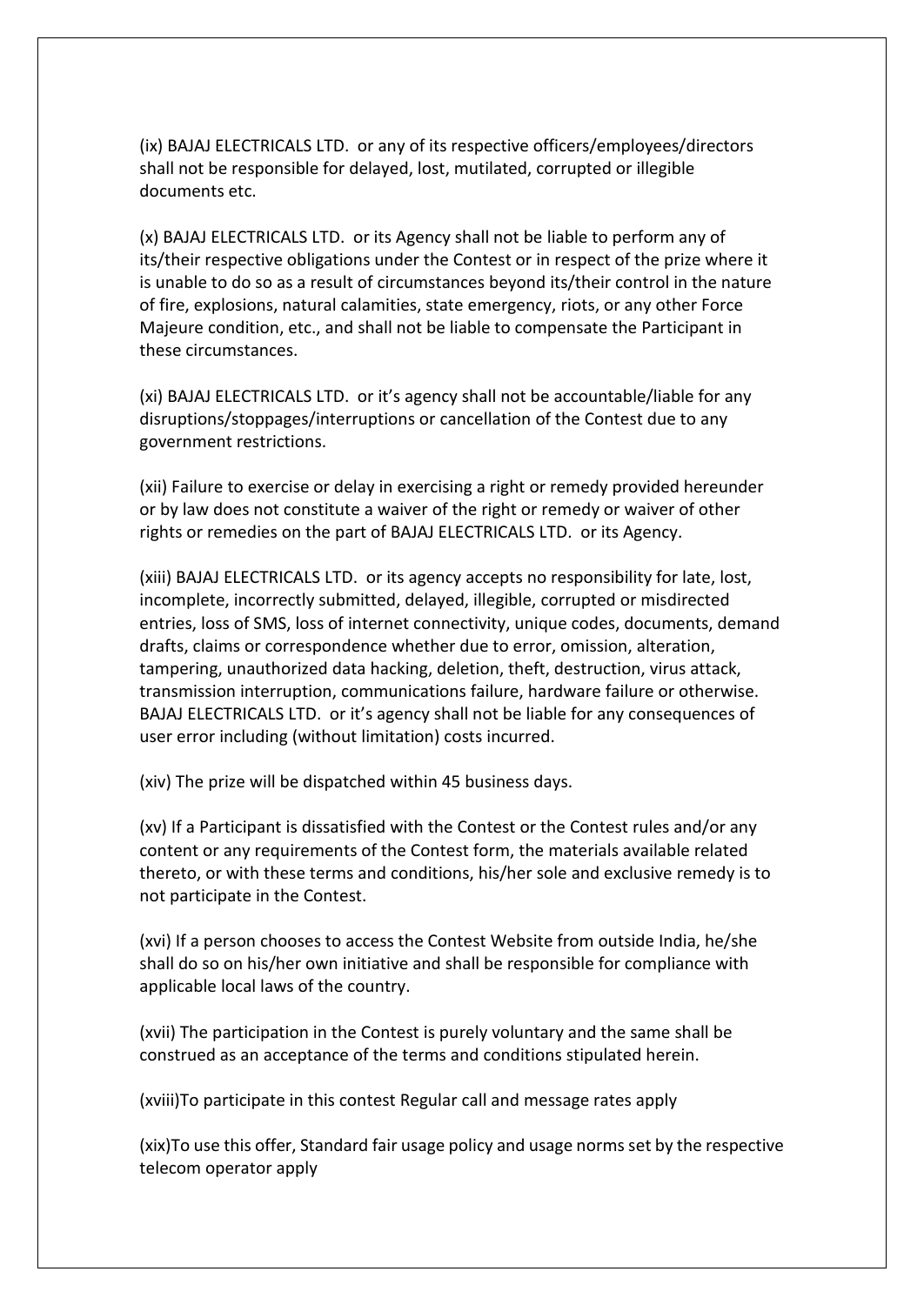(ix) BAJAJ ELECTRICALS LTD.  or any of its respective officers/employees/directors shall not be responsible for delayed, lost, mutilated, corrupted or illegible documents etc.

(x) BAJAJ ELECTRICALS LTD.  or its Agency shall not be liable to perform any of its/their respective obligations under the Contest or in respect of the prize where it is unable to do so as a result of circumstances beyond its/their control in the nature of fire, explosions, natural calamities, state emergency, riots, or any other Force Majeure condition, etc., and shall not be liable to compensate the Participant in these circumstances.

(xi) BAJAJ ELECTRICALS LTD.  or it's agency shall not be accountable/liable for any disruptions/stoppages/interruptions or cancellation of the Contest due to any government restrictions.

(xii) Failure to exercise or delay in exercising a right or remedy provided hereunder or by law does not constitute a waiver of the right or remedy or waiver of other rights or remedies on the part of BAJAJ ELECTRICALS LTD.  or its Agency.

(xiii) BAJAJ ELECTRICALS LTD.  or its agency accepts no responsibility for late, lost, incomplete, incorrectly submitted, delayed, illegible, corrupted or misdirected entries, loss of SMS, loss of internet connectivity, unique codes, documents, demand drafts, claims or correspondence whether due to error, omission, alteration, tampering, unauthorized data hacking, deletion, theft, destruction, virus attack, transmission interruption, communications failure, hardware failure or otherwise. BAJAJ ELECTRICALS LTD.  or it's agency shall not be liable for any consequences of user error including (without limitation) costs incurred.

(xiv) The prize will be dispatched within 45 business days.

(xv) If a Participant is dissatisfied with the Contest or the Contest rules and/or any content or any requirements of the Contest form, the materials available related thereto, or with these terms and conditions, his/her sole and exclusive remedy is to not participate in the Contest.

(xvi) If a person chooses to access the Contest Website from outside India, he/she shall do so on his/her own initiative and shall be responsible for compliance with applicable local laws of the country.

(xvii) The participation in the Contest is purely voluntary and the same shall be construed as an acceptance of the terms and conditions stipulated herein.

(xviii)To participate in this contest Regular call and message rates apply

(xix)To use this offer, Standard fair usage policy and usage norms set by the respective telecom operator apply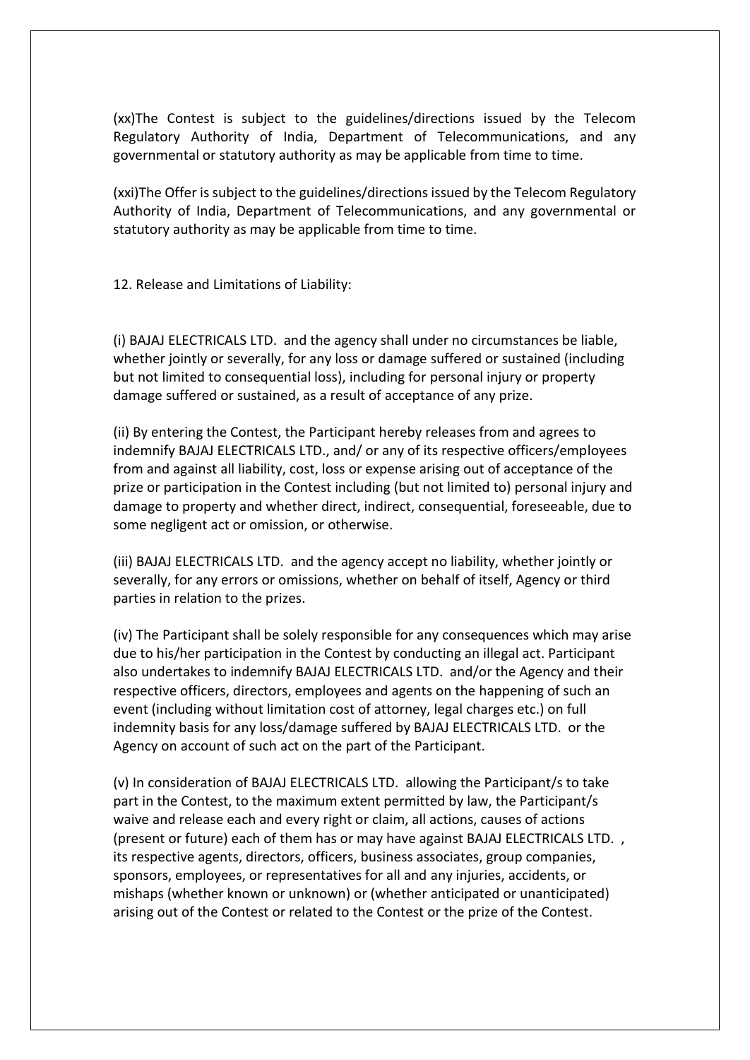(xx)The Contest is subject to the guidelines/directions issued by the Telecom Regulatory Authority of India, Department of Telecommunications, and any governmental or statutory authority as may be applicable from time to time.

(xxi)The Offer is subject to the guidelines/directions issued by the Telecom Regulatory Authority of India, Department of Telecommunications, and any governmental or statutory authority as may be applicable from time to time.

12. Release and Limitations of Liability:

(i) BAJAJ ELECTRICALS LTD. and the agency shall under no circumstances be liable, whether jointly or severally, for any loss or damage suffered or sustained (including but not limited to consequential loss), including for personal injury or property damage suffered or sustained, as a result of acceptance of any prize.

(ii) By entering the Contest, the Participant hereby releases from and agrees to indemnify BAJAJ ELECTRICALS LTD., and/ or any of its respective officers/employees from and against all liability, cost, loss or expense arising out of acceptance of the prize or participation in the Contest including (but not limited to) personal injury and damage to property and whether direct, indirect, consequential, foreseeable, due to some negligent act or omission, or otherwise.

(iii) BAJAJ ELECTRICALS LTD. and the agency accept no liability, whether jointly or severally, for any errors or omissions, whether on behalf of itself, Agency or third parties in relation to the prizes.

(iv) The Participant shall be solely responsible for any consequences which may arise due to his/her participation in the Contest by conducting an illegal act. Participant also undertakes to indemnify BAJAJ ELECTRICALS LTD. and/or the Agency and their respective officers, directors, employees and agents on the happening of such an event (including without limitation cost of attorney, legal charges etc.) on full indemnity basis for any loss/damage suffered by BAJAJ ELECTRICALS LTD. or the Agency on account of such act on the part of the Participant.

(v) In consideration of BAJAJ ELECTRICALS LTD. allowing the Participant/s to take part in the Contest, to the maximum extent permitted by law, the Participant/s waive and release each and every right or claim, all actions, causes of actions (present or future) each of them has or may have against BAJAJ ELECTRICALS LTD. , its respective agents, directors, officers, business associates, group companies, sponsors, employees, or representatives for all and any injuries, accidents, or mishaps (whether known or unknown) or (whether anticipated or unanticipated) arising out of the Contest or related to the Contest or the prize of the Contest.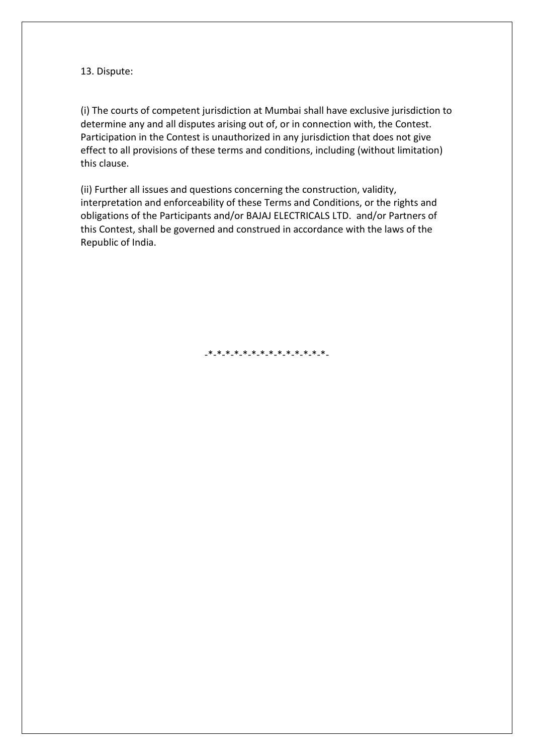13. Dispute:

(i) The courts of competent jurisdiction at Mumbai shall have exclusive jurisdiction to determine any and all disputes arising out of, or in connection with, the Contest. Participation in the Contest is unauthorized in any jurisdiction that does not give effect to all provisions of these terms and conditions, including (without limitation) this clause.

(ii) Further all issues and questions concerning the construction, validity, interpretation and enforceability of these Terms and Conditions, or the rights and obligations of the Participants and/or BAJAJ ELECTRICALS LTD. and/or Partners of this Contest, shall be governed and construed in accordance with the laws of the Republic of India.

-*-*-*-*-*-*-*-*-*-*-*-*-*-*-